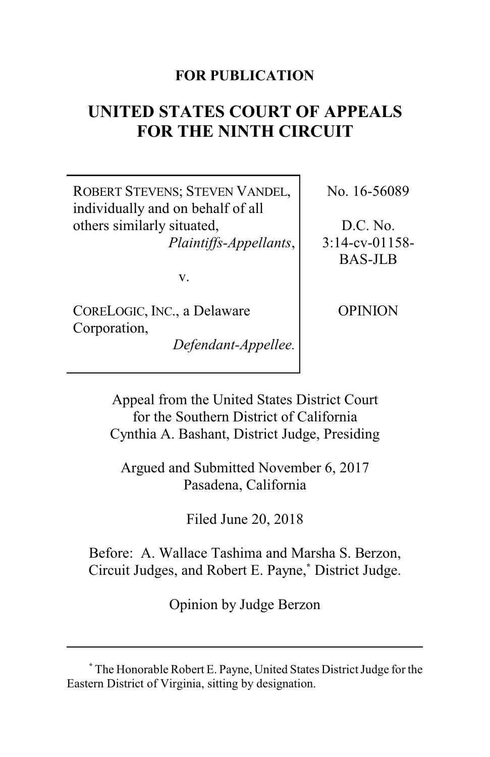**FOR PUBLICATION**

# UNITED STATES COURT OF APPEALS FOR THE NINTH CIRCUIT

| | |
|---|---|
| ROBERT STEVENS; STEVEN VANDEL, individually and on behalf of all others similarly situated, *Plaintiffs-Appellants*,<br><br>v.<br><br>CORELOGIC, INC., a Delaware Corporation, *Defendant-Appellee.* | No. 16-56089<br><br>D.C. No. 3:14-cv-01158-BAS-JLB<br><br>OPINION |

Appeal from the United States District Court for the Southern District of California
Cynthia A. Bashant, District Judge, Presiding

Argued and Submitted November 6, 2017
Pasadena, California

Filed June 20, 2018

Before: A. Wallace Tashima and Marsha S. Berzon, Circuit Judges, and Robert E. Payne,* District Judge.

Opinion by Judge Berzon

---

* The Honorable Robert E. Payne, United States District Judge for the Eastern District of Virginia, sitting by designation.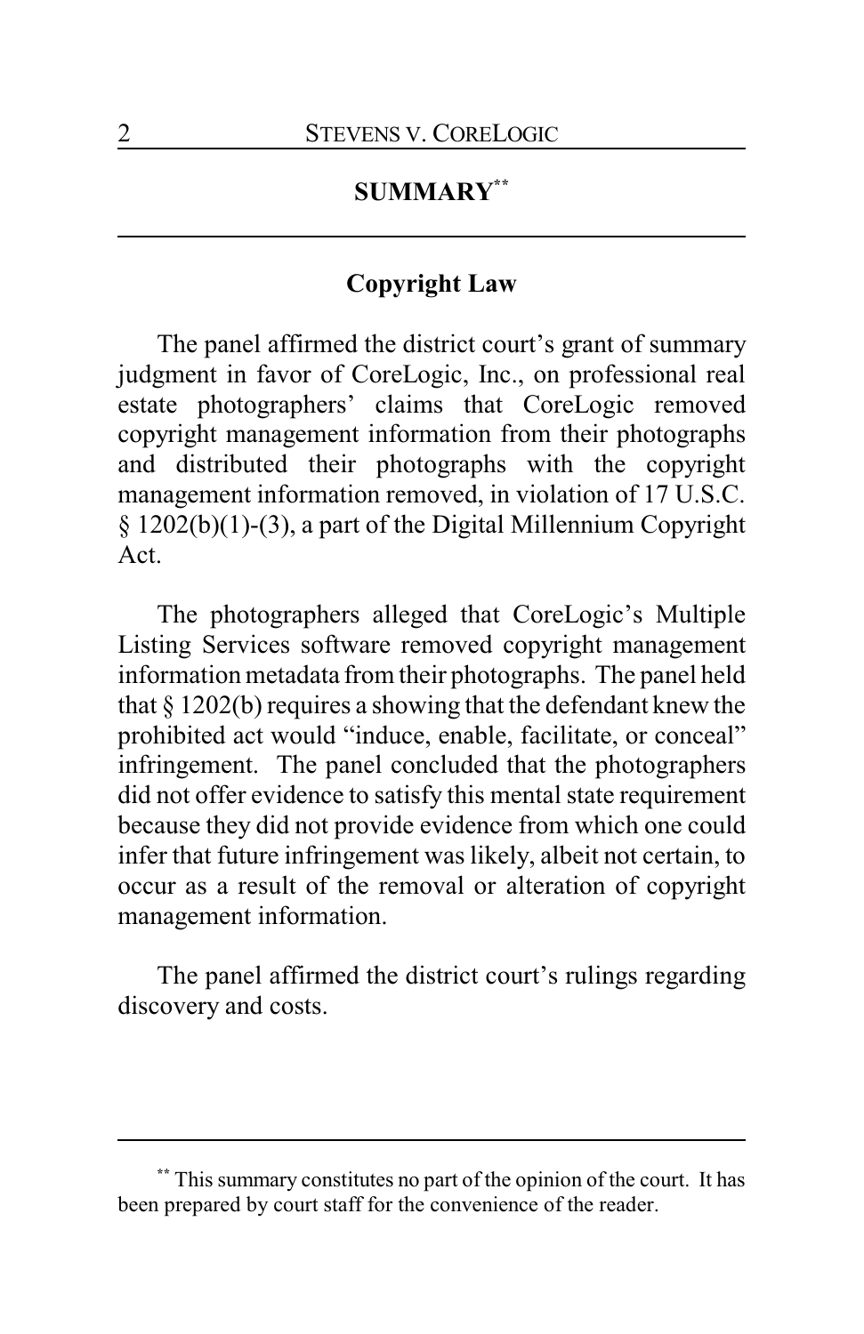## SUMMARY[**]

### Copyright Law

The panel affirmed the district court's grant of summary judgment in favor of CoreLogic, Inc., on professional real estate photographers' claims that CoreLogic removed copyright management information from their photographs and distributed their photographs with the copyright management information removed, in violation of 17 U.S.C. § 1202(b)(1)-(3), a part of the Digital Millennium Copyright Act.

The photographers alleged that CoreLogic's Multiple Listing Services software removed copyright management information metadata from their photographs. The panel held that § 1202(b) requires a showing that the defendant knew the prohibited act would "induce, enable, facilitate, or conceal" infringement. The panel concluded that the photographers did not offer evidence to satisfy this mental state requirement because they did not provide evidence from which one could infer that future infringement was likely, albeit not certain, to occur as a result of the removal or alteration of copyright management information.

The panel affirmed the district court's rulings regarding discovery and costs.

---

[**] This summary constitutes no part of the opinion of the court. It has been prepared by court staff for the convenience of the reader.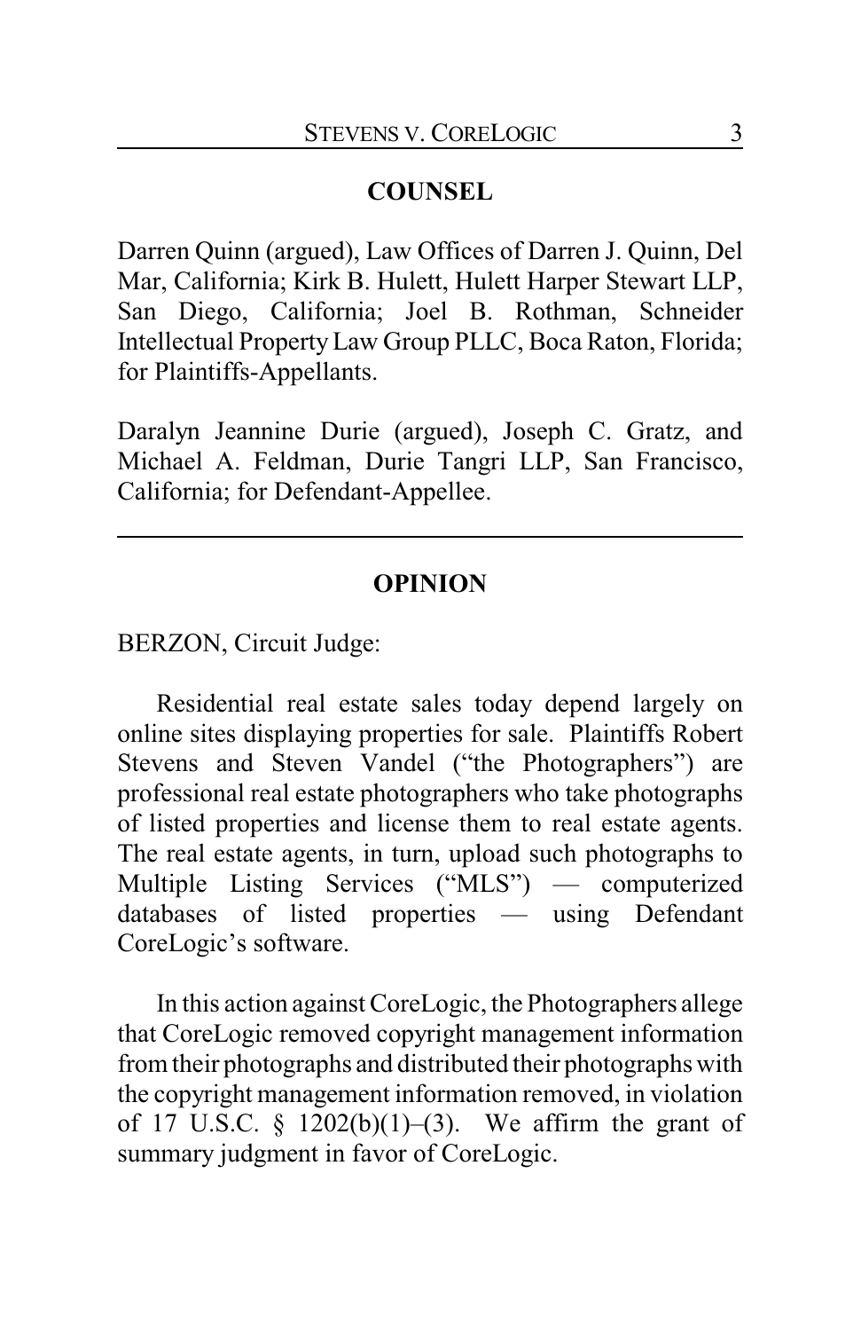## COUNSEL

Darren Quinn (argued), Law Offices of Darren J. Quinn, Del Mar, California; Kirk B. Hulett, Hulett Harper Stewart LLP, San Diego, California; Joel B. Rothman, Schneider Intellectual Property Law Group PLLC, Boca Raton, Florida; for Plaintiffs-Appellants.

Daralyn Jeannine Durie (argued), Joseph C. Gratz, and Michael A. Feldman, Durie Tangri LLP, San Francisco, California; for Defendant-Appellee.

---

## OPINION

BERZON, Circuit Judge:

Residential real estate sales today depend largely on online sites displaying properties for sale. Plaintiffs Robert Stevens and Steven Vandel ("the Photographers") are professional real estate photographers who take photographs of listed properties and license them to real estate agents. The real estate agents, in turn, upload such photographs to Multiple Listing Services ("MLS") — computerized databases of listed properties — using Defendant CoreLogic's software.

In this action against CoreLogic, the Photographers allege that CoreLogic removed copyright management information from their photographs and distributed their photographs with the copyright management information removed, in violation of 17 U.S.C. § 1202(b)(1)–(3). We affirm the grant of summary judgment in favor of CoreLogic.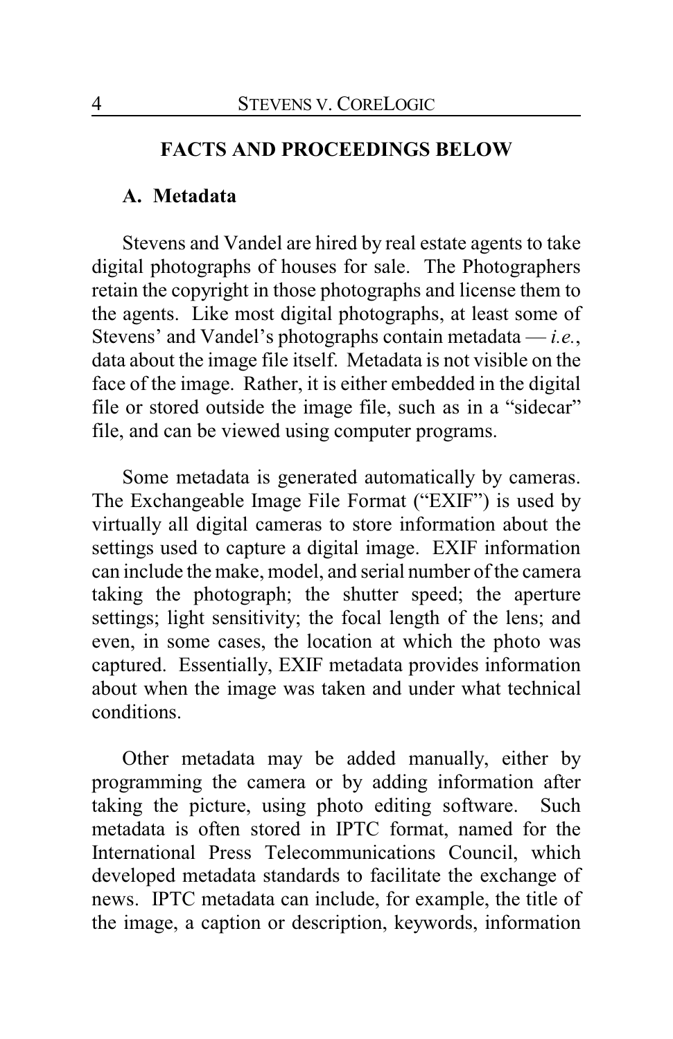## FACTS AND PROCEEDINGS BELOW

### A. Metadata

Stevens and Vandel are hired by real estate agents to take digital photographs of houses for sale. The Photographers retain the copyright in those photographs and license them to the agents. Like most digital photographs, at least some of Stevens' and Vandel's photographs contain metadata — *i.e.*, data about the image file itself. Metadata is not visible on the face of the image. Rather, it is either embedded in the digital file or stored outside the image file, such as in a "sidecar" file, and can be viewed using computer programs.

Some metadata is generated automatically by cameras. The Exchangeable Image File Format ("EXIF") is used by virtually all digital cameras to store information about the settings used to capture a digital image. EXIF information can include the make, model, and serial number of the camera taking the photograph; the shutter speed; the aperture settings; light sensitivity; the focal length of the lens; and even, in some cases, the location at which the photo was captured. Essentially, EXIF metadata provides information about when the image was taken and under what technical conditions.

Other metadata may be added manually, either by programming the camera or by adding information after taking the picture, using photo editing software. Such metadata is often stored in IPTC format, named for the International Press Telecommunications Council, which developed metadata standards to facilitate the exchange of news. IPTC metadata can include, for example, the title of the image, a caption or description, keywords, information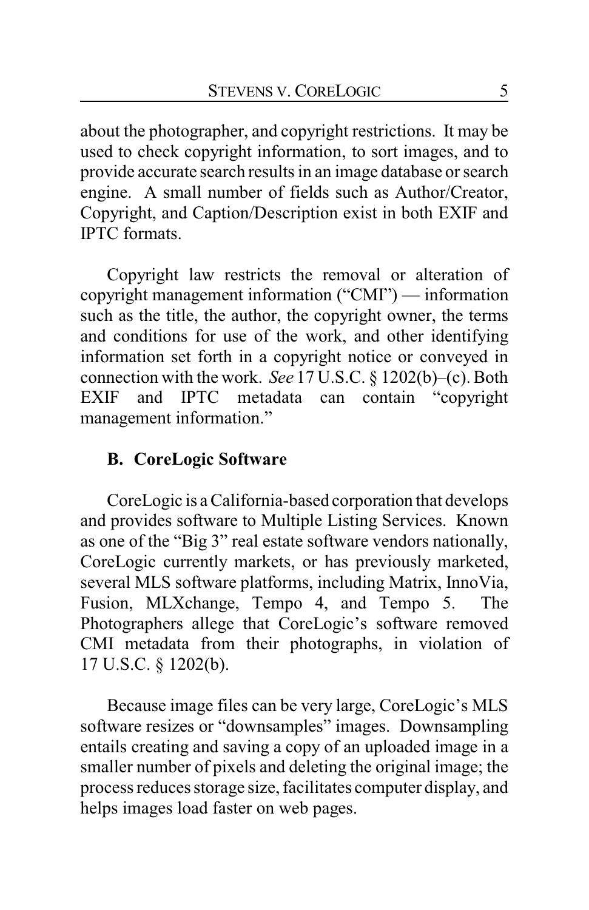about the photographer, and copyright restrictions. It may be used to check copyright information, to sort images, and to provide accurate search results in an image database or search engine. A small number of fields such as Author/Creator, Copyright, and Caption/Description exist in both EXIF and IPTC formats.

Copyright law restricts the removal or alteration of copyright management information ("CMI") — information such as the title, the author, the copyright owner, the terms and conditions for use of the work, and other identifying information set forth in a copyright notice or conveyed in connection with the work. *See* 17 U.S.C. § 1202(b)–(c). Both EXIF and IPTC metadata can contain "copyright management information."

### B. CoreLogic Software

CoreLogic is a California-based corporation that develops and provides software to Multiple Listing Services. Known as one of the "Big 3" real estate software vendors nationally, CoreLogic currently markets, or has previously marketed, several MLS software platforms, including Matrix, InnoVia, Fusion, MLXchange, Tempo 4, and Tempo 5. The Photographers allege that CoreLogic's software removed CMI metadata from their photographs, in violation of 17 U.S.C. § 1202(b).

Because image files can be very large, CoreLogic's MLS software resizes or "downsamples" images. Downsampling entails creating and saving a copy of an uploaded image in a smaller number of pixels and deleting the original image; the process reduces storage size, facilitates computer display, and helps images load faster on web pages.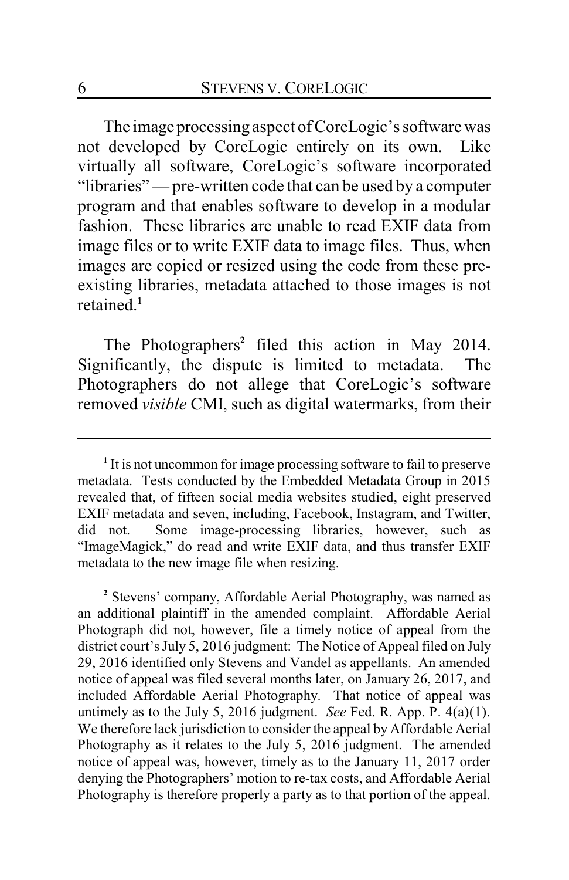The image processing aspect of CoreLogic's software was not developed by CoreLogic entirely on its own. Like virtually all software, CoreLogic's software incorporated "libraries" — pre-written code that can be used by a computer program and that enables software to develop in a modular fashion. These libraries are unable to read EXIF data from image files or to write EXIF data to image files. Thus, when images are copied or resized using the code from these pre-existing libraries, metadata attached to those images is not retained.[1]

The Photographers[2] filed this action in May 2014. Significantly, the dispute is limited to metadata. The Photographers do not allege that CoreLogic's software removed *visible* CMI, such as digital watermarks, from their

---

[1] It is not uncommon for image processing software to fail to preserve metadata. Tests conducted by the Embedded Metadata Group in 2015 revealed that, of fifteen social media websites studied, eight preserved EXIF metadata and seven, including, Facebook, Instagram, and Twitter, did not. Some image-processing libraries, however, such as "ImageMagick," do read and write EXIF data, and thus transfer EXIF metadata to the new image file when resizing.

[2] Stevens' company, Affordable Aerial Photography, was named as an additional plaintiff in the amended complaint. Affordable Aerial Photograph did not, however, file a timely notice of appeal from the district court's July 5, 2016 judgment: The Notice of Appeal filed on July 29, 2016 identified only Stevens and Vandel as appellants. An amended notice of appeal was filed several months later, on January 26, 2017, and included Affordable Aerial Photography. That notice of appeal was untimely as to the July 5, 2016 judgment. *See* Fed. R. App. P. 4(a)(1). We therefore lack jurisdiction to consider the appeal by Affordable Aerial Photography as it relates to the July 5, 2016 judgment. The amended notice of appeal was, however, timely as to the January 11, 2017 order denying the Photographers' motion to re-tax costs, and Affordable Aerial Photography is therefore properly a party as to that portion of the appeal.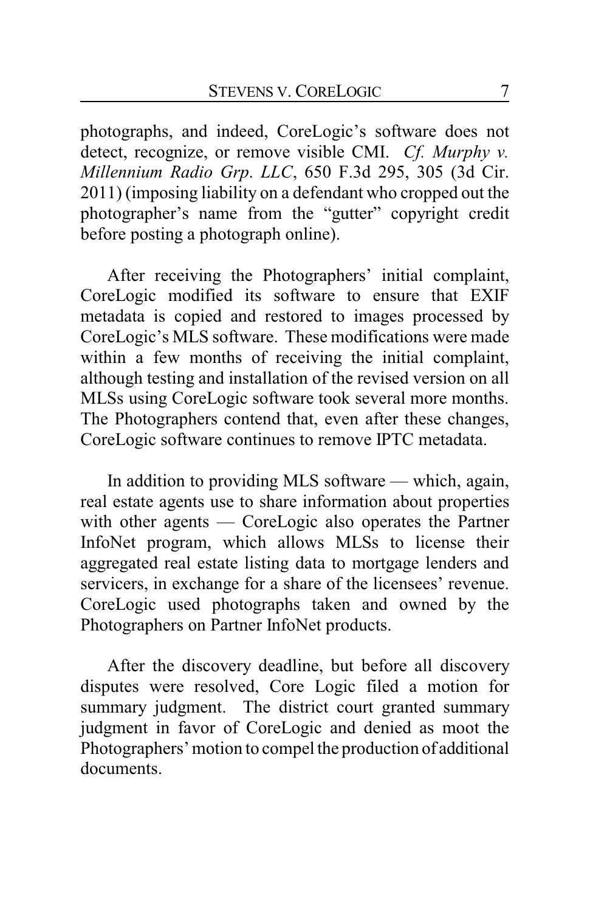photographs, and indeed, CoreLogic's software does not detect, recognize, or remove visible CMI. *Cf. Murphy v. Millennium Radio Grp. LLC*, 650 F.3d 295, 305 (3d Cir. 2011) (imposing liability on a defendant who cropped out the photographer's name from the "gutter" copyright credit before posting a photograph online).

After receiving the Photographers' initial complaint, CoreLogic modified its software to ensure that EXIF metadata is copied and restored to images processed by CoreLogic's MLS software. These modifications were made within a few months of receiving the initial complaint, although testing and installation of the revised version on all MLSs using CoreLogic software took several more months. The Photographers contend that, even after these changes, CoreLogic software continues to remove IPTC metadata.

In addition to providing MLS software — which, again, real estate agents use to share information about properties with other agents — CoreLogic also operates the Partner InfoNet program, which allows MLSs to license their aggregated real estate listing data to mortgage lenders and servicers, in exchange for a share of the licensees' revenue. CoreLogic used photographs taken and owned by the Photographers on Partner InfoNet products.

After the discovery deadline, but before all discovery disputes were resolved, Core Logic filed a motion for summary judgment. The district court granted summary judgment in favor of CoreLogic and denied as moot the Photographers' motion to compel the production of additional documents.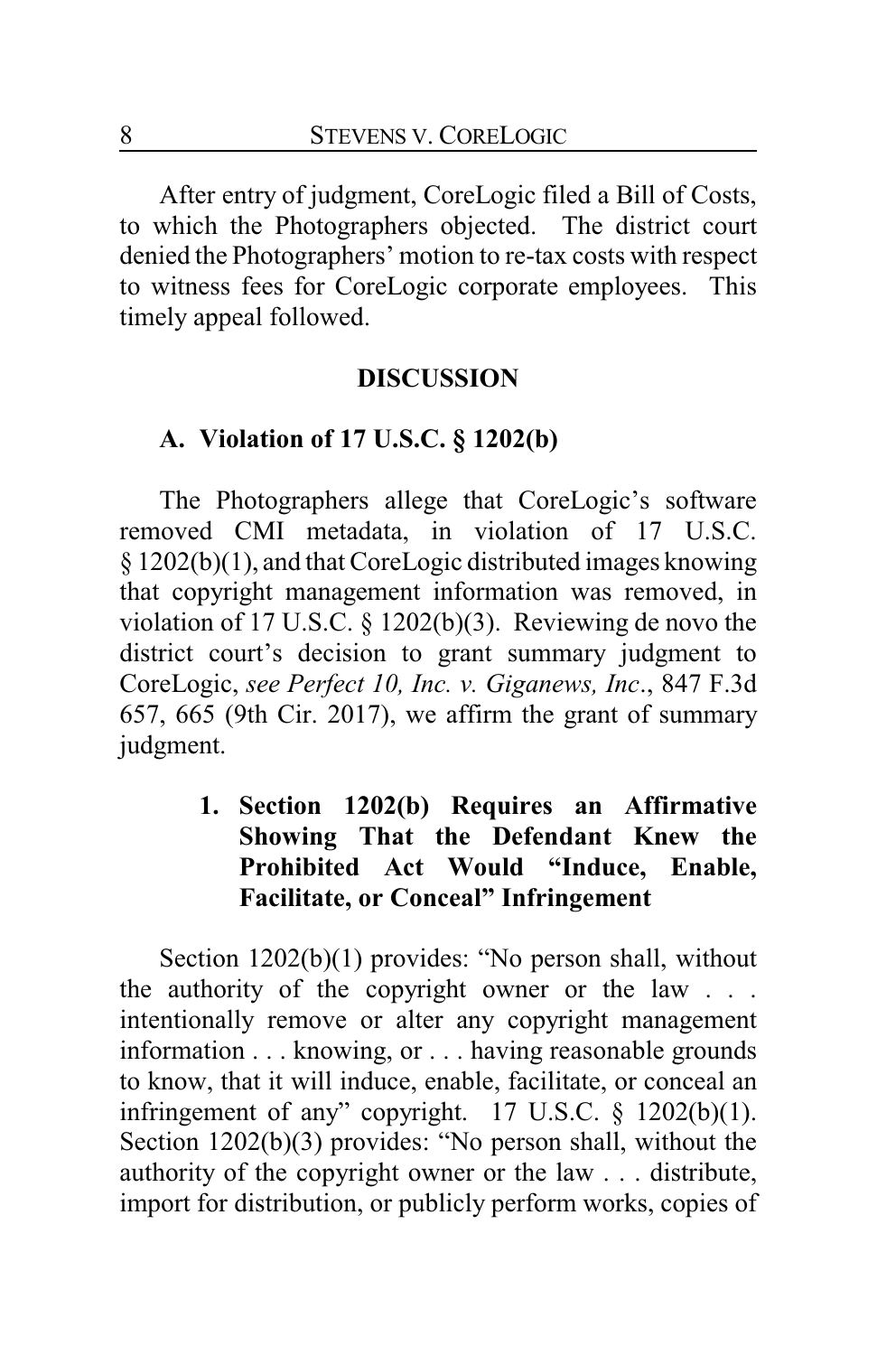After entry of judgment, CoreLogic filed a Bill of Costs, to which the Photographers objected. The district court denied the Photographers' motion to re-tax costs with respect to witness fees for CoreLogic corporate employees. This timely appeal followed.

## DISCUSSION

### A. Violation of 17 U.S.C. § 1202(b)

The Photographers allege that CoreLogic's software removed CMI metadata, in violation of 17 U.S.C. § 1202(b)(1), and that CoreLogic distributed images knowing that copyright management information was removed, in violation of 17 U.S.C. § 1202(b)(3). Reviewing de novo the district court's decision to grant summary judgment to CoreLogic, *see Perfect 10, Inc. v. Giganews, Inc*., 847 F.3d 657, 665 (9th Cir. 2017), we affirm the grant of summary judgment.

#### 1. Section 1202(b) Requires an Affirmative Showing That the Defendant Knew the Prohibited Act Would "Induce, Enable, Facilitate, or Conceal" Infringement

Section 1202(b)(1) provides: "No person shall, without the authority of the copyright owner or the law . . . intentionally remove or alter any copyright management information . . . knowing, or . . . having reasonable grounds to know, that it will induce, enable, facilitate, or conceal an infringement of any" copyright. 17 U.S.C. § 1202(b)(1). Section 1202(b)(3) provides: "No person shall, without the authority of the copyright owner or the law . . . distribute, import for distribution, or publicly perform works, copies of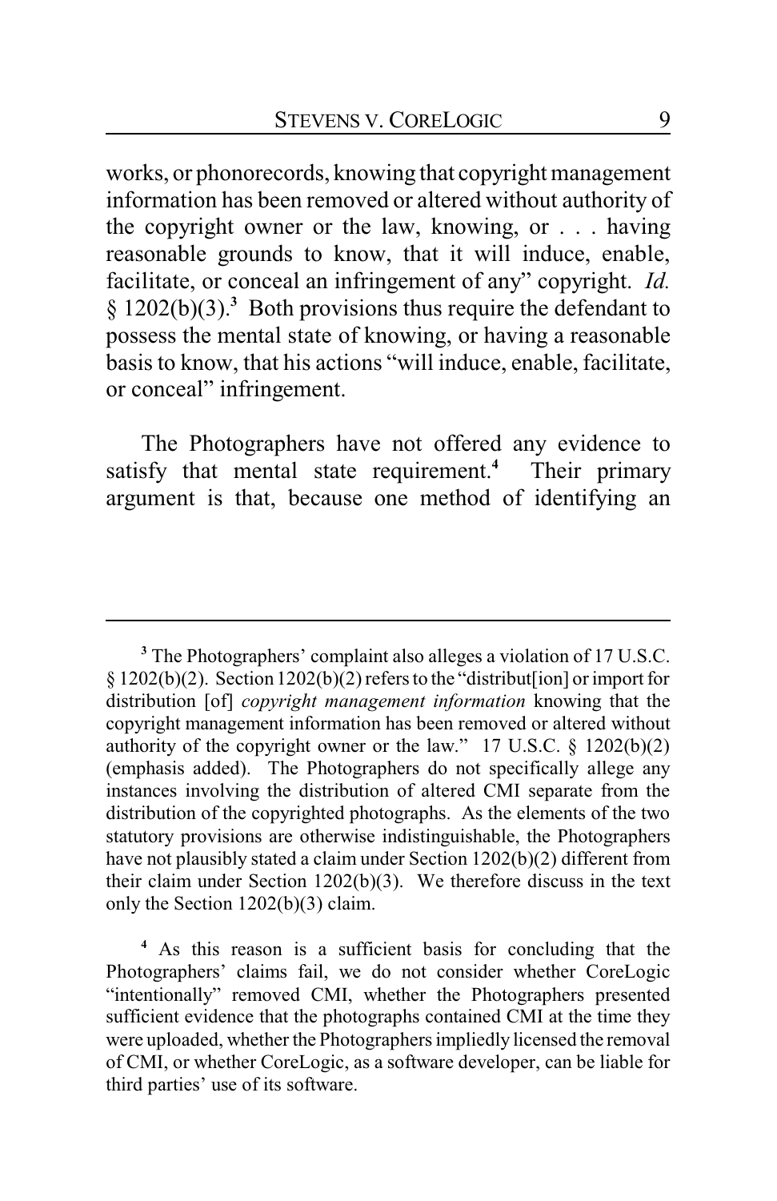works, or phonorecords, knowing that copyright management information has been removed or altered without authority of the copyright owner or the law, knowing, or . . . having reasonable grounds to know, that it will induce, enable, facilitate, or conceal an infringement of any" copyright. *Id.* § 1202(b)(3).[3] Both provisions thus require the defendant to possess the mental state of knowing, or having a reasonable basis to know, that his actions "will induce, enable, facilitate, or conceal" infringement.

The Photographers have not offered any evidence to satisfy that mental state requirement.[4] Their primary argument is that, because one method of identifying an

---

[3] The Photographers' complaint also alleges a violation of 17 U.S.C. § 1202(b)(2). Section 1202(b)(2) refers to the "distribut[ion] or import for distribution [of] *copyright management information* knowing that the copyright management information has been removed or altered without authority of the copyright owner or the law." 17 U.S.C. § 1202(b)(2) (emphasis added). The Photographers do not specifically allege any instances involving the distribution of altered CMI separate from the distribution of the copyrighted photographs. As the elements of the two statutory provisions are otherwise indistinguishable, the Photographers have not plausibly stated a claim under Section 1202(b)(2) different from their claim under Section 1202(b)(3). We therefore discuss in the text only the Section 1202(b)(3) claim.

[4] As this reason is a sufficient basis for concluding that the Photographers' claims fail, we do not consider whether CoreLogic "intentionally" removed CMI, whether the Photographers presented sufficient evidence that the photographs contained CMI at the time they were uploaded, whether the Photographers impliedly licensed the removal of CMI, or whether CoreLogic, as a software developer, can be liable for third parties' use of its software.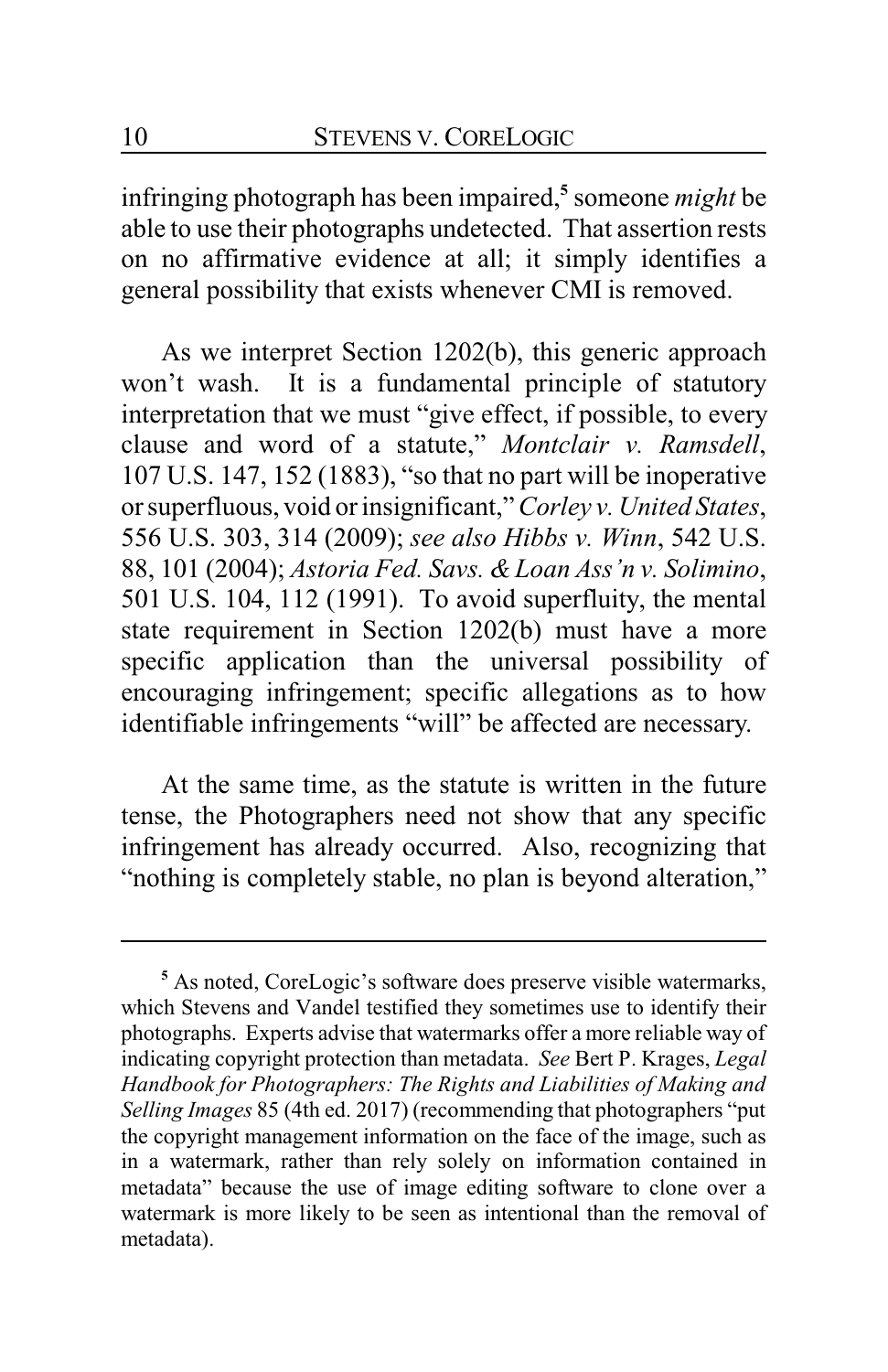infringing photograph has been impaired,[5] someone *might* be able to use their photographs undetected. That assertion rests on no affirmative evidence at all; it simply identifies a general possibility that exists whenever CMI is removed.

As we interpret Section 1202(b), this generic approach won't wash. It is a fundamental principle of statutory interpretation that we must "give effect, if possible, to every clause and word of a statute," *Montclair v. Ramsdell*, 107 U.S. 147, 152 (1883), "so that no part will be inoperative or superfluous, void or insignificant," *Corley v. United States*, 556 U.S. 303, 314 (2009); *see also Hibbs v. Winn*, 542 U.S. 88, 101 (2004); *Astoria Fed. Savs. & Loan Ass'n v. Solimino*, 501 U.S. 104, 112 (1991). To avoid superfluity, the mental state requirement in Section 1202(b) must have a more specific application than the universal possibility of encouraging infringement; specific allegations as to how identifiable infringements "will" be affected are necessary.

At the same time, as the statute is written in the future tense, the Photographers need not show that any specific infringement has already occurred. Also, recognizing that "nothing is completely stable, no plan is beyond alteration,"

---

[5] As noted, CoreLogic's software does preserve visible watermarks, which Stevens and Vandel testified they sometimes use to identify their photographs. Experts advise that watermarks offer a more reliable way of indicating copyright protection than metadata. *See* Bert P. Krages, *Legal Handbook for Photographers: The Rights and Liabilities of Making and Selling Images* 85 (4th ed. 2017) (recommending that photographers "put the copyright management information on the face of the image, such as in a watermark, rather than rely solely on information contained in metadata" because the use of image editing software to clone over a watermark is more likely to be seen as intentional than the removal of metadata).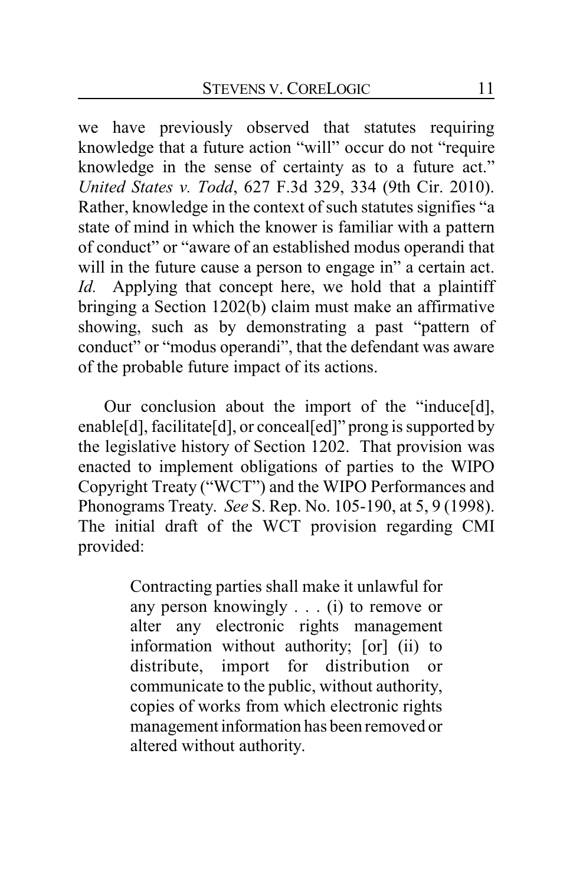we have previously observed that statutes requiring knowledge that a future action "will" occur do not "require knowledge in the sense of certainty as to a future act." *United States v. Todd*, 627 F.3d 329, 334 (9th Cir. 2010). Rather, knowledge in the context of such statutes signifies "a state of mind in which the knower is familiar with a pattern of conduct" or "aware of an established modus operandi that will in the future cause a person to engage in" a certain act. *Id.* Applying that concept here, we hold that a plaintiff bringing a Section 1202(b) claim must make an affirmative showing, such as by demonstrating a past "pattern of conduct" or "modus operandi", that the defendant was aware of the probable future impact of its actions.

Our conclusion about the import of the "induce[d], enable[d], facilitate[d], or conceal[ed]" prong is supported by the legislative history of Section 1202. That provision was enacted to implement obligations of parties to the WIPO Copyright Treaty ("WCT") and the WIPO Performances and Phonograms Treaty. *See* S. Rep. No. 105-190, at 5, 9 (1998). The initial draft of the WCT provision regarding CMI provided:

> Contracting parties shall make it unlawful for any person knowingly . . . (i) to remove or alter any electronic rights management information without authority; [or] (ii) to distribute, import for distribution or communicate to the public, without authority, copies of works from which electronic rights management information has been removed or altered without authority.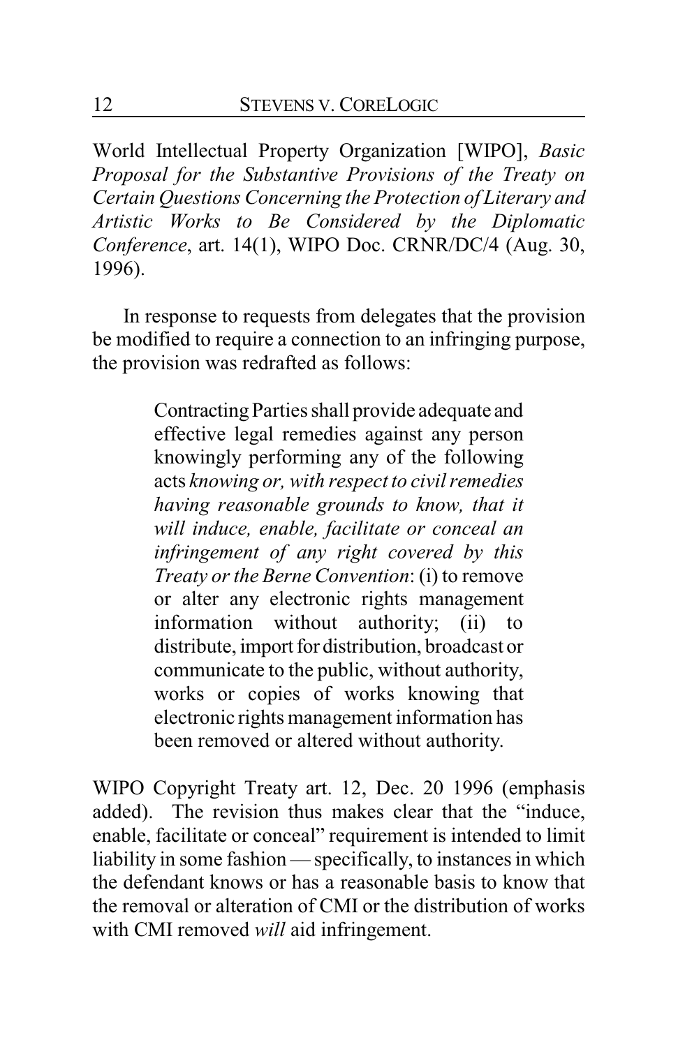World Intellectual Property Organization [WIPO], *Basic Proposal for the Substantive Provisions of the Treaty on Certain Questions Concerning the Protection of Literary and Artistic Works to Be Considered by the Diplomatic Conference*, art. 14(1), WIPO Doc. CRNR/DC/4 (Aug. 30, 1996).

In response to requests from delegates that the provision be modified to require a connection to an infringing purpose, the provision was redrafted as follows:

> Contracting Parties shall provide adequate and effective legal remedies against any person knowingly performing any of the following acts *knowing or, with respect to civil remedies having reasonable grounds to know, that it will induce, enable, facilitate or conceal an infringement of any right covered by this Treaty or the Berne Convention*: (i) to remove or alter any electronic rights management information without authority; (ii) to distribute, import for distribution, broadcast or communicate to the public, without authority, works or copies of works knowing that electronic rights management information has been removed or altered without authority.

WIPO Copyright Treaty art. 12, Dec. 20 1996 (emphasis added). The revision thus makes clear that the "induce, enable, facilitate or conceal" requirement is intended to limit liability in some fashion — specifically, to instances in which the defendant knows or has a reasonable basis to know that the removal or alteration of CMI or the distribution of works with CMI removed *will* aid infringement.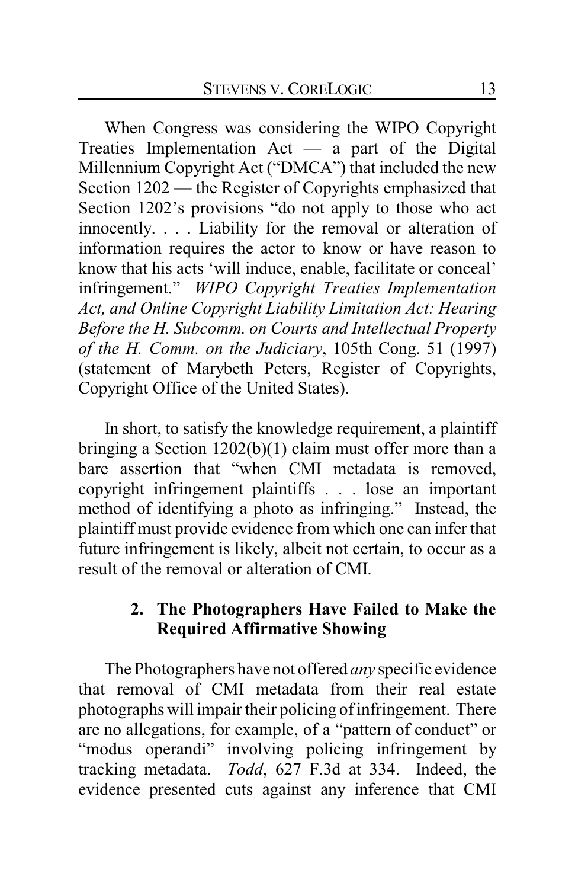When Congress was considering the WIPO Copyright Treaties Implementation Act — a part of the Digital Millennium Copyright Act ("DMCA") that included the new Section 1202 — the Register of Copyrights emphasized that Section 1202's provisions "do not apply to those who act innocently. . . . Liability for the removal or alteration of information requires the actor to know or have reason to know that his acts 'will induce, enable, facilitate or conceal' infringement." *WIPO Copyright Treaties Implementation Act, and Online Copyright Liability Limitation Act: Hearing Before the H. Subcomm. on Courts and Intellectual Property of the H. Comm. on the Judiciary*, 105th Cong. 51 (1997) (statement of Marybeth Peters, Register of Copyrights, Copyright Office of the United States).

In short, to satisfy the knowledge requirement, a plaintiff bringing a Section 1202(b)(1) claim must offer more than a bare assertion that "when CMI metadata is removed, copyright infringement plaintiffs . . . lose an important method of identifying a photo as infringing." Instead, the plaintiff must provide evidence from which one can infer that future infringement is likely, albeit not certain, to occur as a result of the removal or alteration of CMI.

### 2. The Photographers Have Failed to Make the Required Affirmative Showing

The Photographers have not offered *any* specific evidence that removal of CMI metadata from their real estate photographs will impair their policing of infringement. There are no allegations, for example, of a "pattern of conduct" or "modus operandi" involving policing infringement by tracking metadata. *Todd*, 627 F.3d at 334. Indeed, the evidence presented cuts against any inference that CMI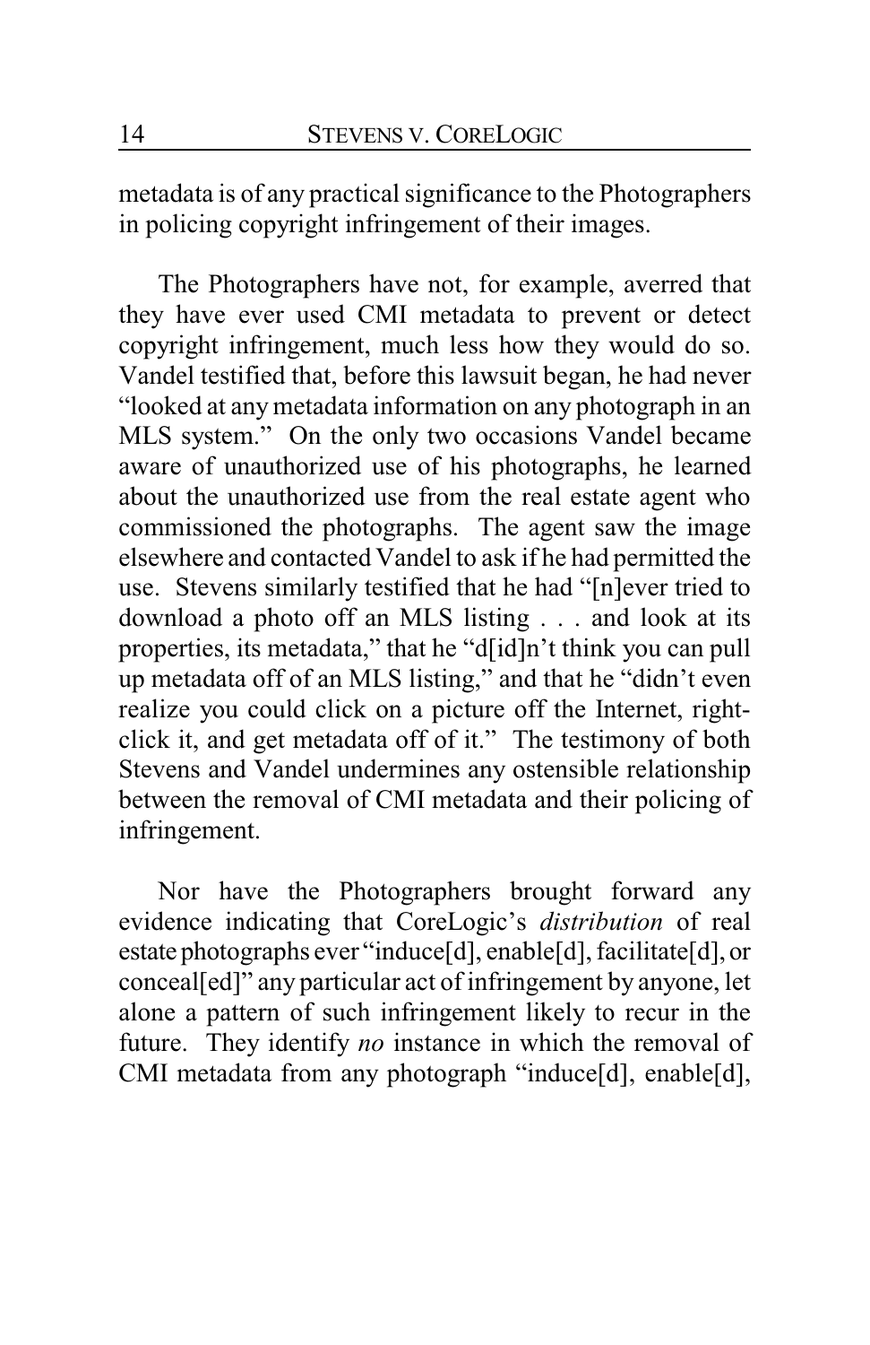metadata is of any practical significance to the Photographers in policing copyright infringement of their images.

The Photographers have not, for example, averred that they have ever used CMI metadata to prevent or detect copyright infringement, much less how they would do so. Vandel testified that, before this lawsuit began, he had never "looked at any metadata information on any photograph in an MLS system." On the only two occasions Vandel became aware of unauthorized use of his photographs, he learned about the unauthorized use from the real estate agent who commissioned the photographs. The agent saw the image elsewhere and contacted Vandel to ask if he had permitted the use. Stevens similarly testified that he had "[n]ever tried to download a photo off an MLS listing . . . and look at its properties, its metadata," that he "d[id]n't think you can pull up metadata off of an MLS listing," and that he "didn't even realize you could click on a picture off the Internet, right-click it, and get metadata off of it." The testimony of both Stevens and Vandel undermines any ostensible relationship between the removal of CMI metadata and their policing of infringement.

Nor have the Photographers brought forward any evidence indicating that CoreLogic's *distribution* of real estate photographs ever "induce[d], enable[d], facilitate[d], or conceal[ed]" any particular act of infringement by anyone, let alone a pattern of such infringement likely to recur in the future. They identify *no* instance in which the removal of CMI metadata from any photograph "induce[d], enable[d],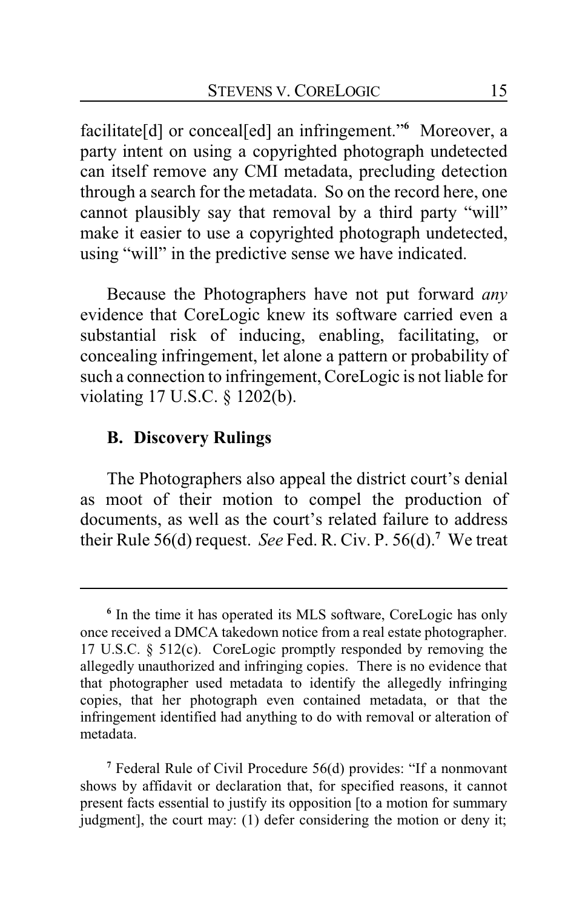facilitate[d] or conceal[ed] an infringement."[6] Moreover, a party intent on using a copyrighted photograph undetected can itself remove any CMI metadata, precluding detection through a search for the metadata. So on the record here, one cannot plausibly say that removal by a third party "will" make it easier to use a copyrighted photograph undetected, using "will" in the predictive sense we have indicated.

Because the Photographers have not put forward *any* evidence that CoreLogic knew its software carried even a substantial risk of inducing, enabling, facilitating, or concealing infringement, let alone a pattern or probability of such a connection to infringement, CoreLogic is not liable for violating 17 U.S.C. § 1202(b).

### B. Discovery Rulings

The Photographers also appeal the district court's denial as moot of their motion to compel the production of documents, as well as the court's related failure to address their Rule 56(d) request. *See* Fed. R. Civ. P. 56(d).[7] We treat

---

[6] In the time it has operated its MLS software, CoreLogic has only once received a DMCA takedown notice from a real estate photographer. 17 U.S.C. § 512(c). CoreLogic promptly responded by removing the allegedly unauthorized and infringing copies. There is no evidence that that photographer used metadata to identify the allegedly infringing copies, that her photograph even contained metadata, or that the infringement identified had anything to do with removal or alteration of metadata.

[7] Federal Rule of Civil Procedure 56(d) provides: "If a nonmovant shows by affidavit or declaration that, for specified reasons, it cannot present facts essential to justify its opposition [to a motion for summary judgment], the court may: (1) defer considering the motion or deny it;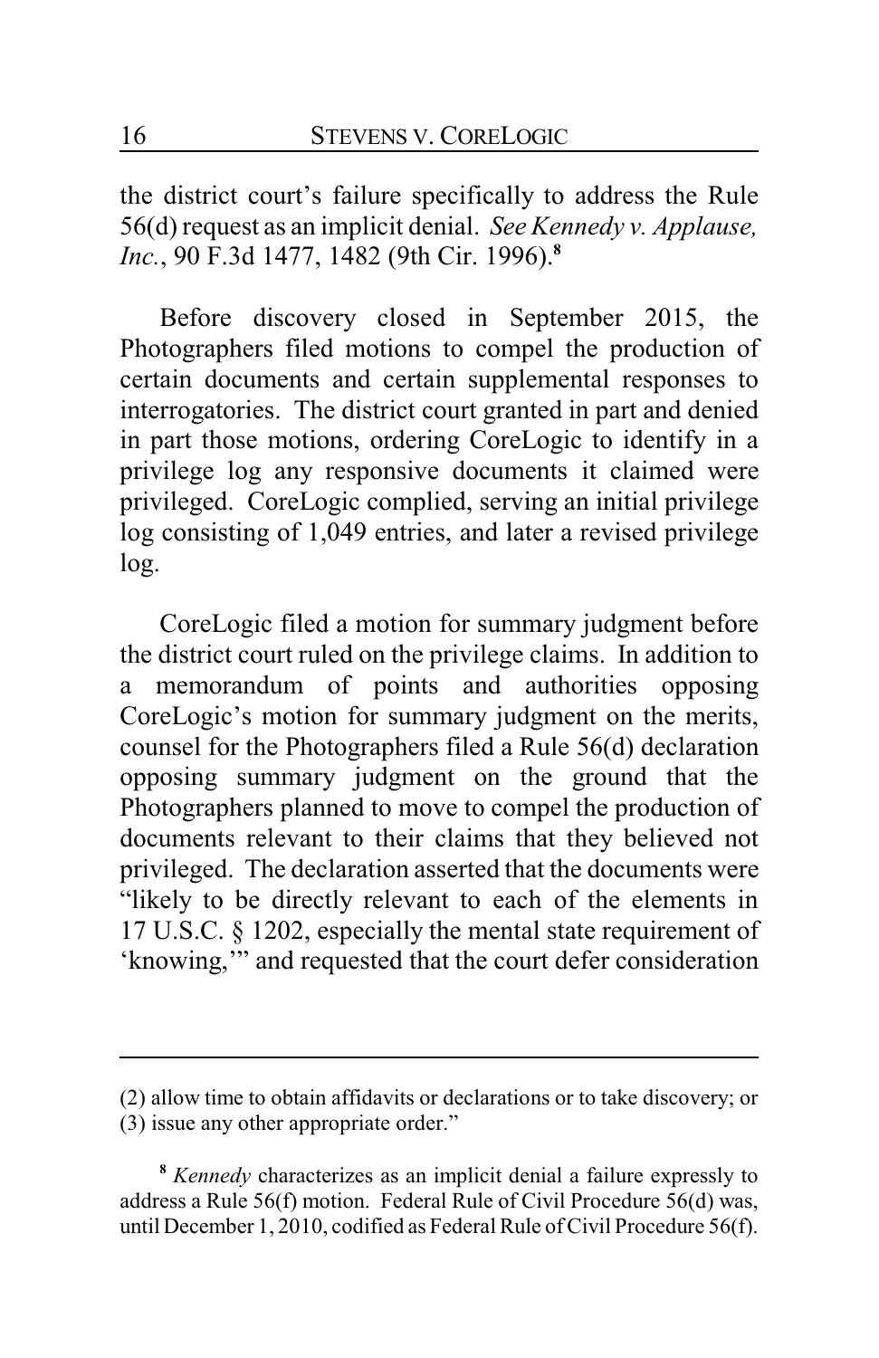the district court's failure specifically to address the Rule 56(d) request as an implicit denial. *See Kennedy v. Applause, Inc.*, 90 F.3d 1477, 1482 (9th Cir. 1996).[8]

Before discovery closed in September 2015, the Photographers filed motions to compel the production of certain documents and certain supplemental responses to interrogatories. The district court granted in part and denied in part those motions, ordering CoreLogic to identify in a privilege log any responsive documents it claimed were privileged. CoreLogic complied, serving an initial privilege log consisting of 1,049 entries, and later a revised privilege log.

CoreLogic filed a motion for summary judgment before the district court ruled on the privilege claims. In addition to a memorandum of points and authorities opposing CoreLogic's motion for summary judgment on the merits, counsel for the Photographers filed a Rule 56(d) declaration opposing summary judgment on the ground that the Photographers planned to move to compel the production of documents relevant to their claims that they believed not privileged. The declaration asserted that the documents were "likely to be directly relevant to each of the elements in 17 U.S.C. § 1202, especially the mental state requirement of 'knowing,'" and requested that the court defer consideration

---

(2) allow time to obtain affidavits or declarations or to take discovery; or (3) issue any other appropriate order."

[8] *Kennedy* characterizes as an implicit denial a failure expressly to address a Rule 56(f) motion. Federal Rule of Civil Procedure 56(d) was, until December 1, 2010, codified as Federal Rule of Civil Procedure 56(f).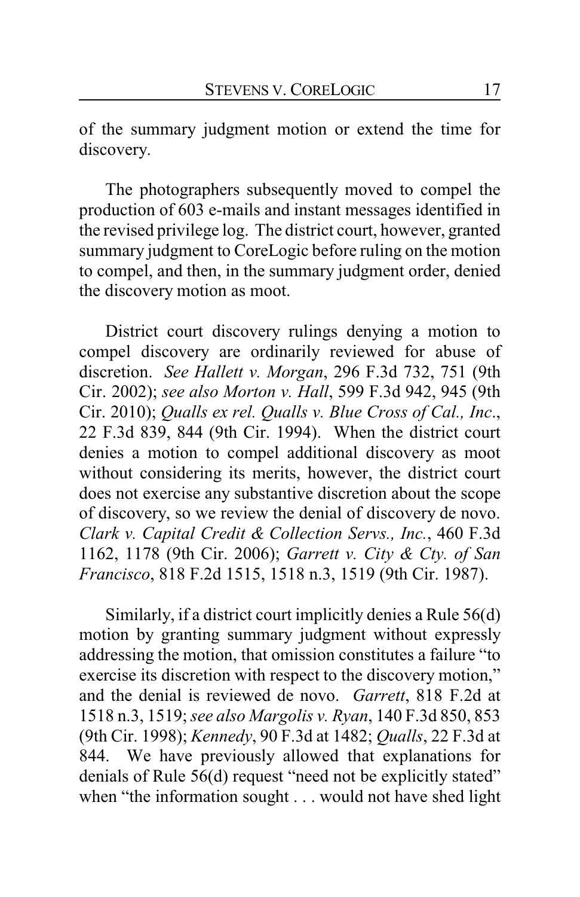of the summary judgment motion or extend the time for discovery.

The photographers subsequently moved to compel the production of 603 e-mails and instant messages identified in the revised privilege log. The district court, however, granted summary judgment to CoreLogic before ruling on the motion to compel, and then, in the summary judgment order, denied the discovery motion as moot.

District court discovery rulings denying a motion to compel discovery are ordinarily reviewed for abuse of discretion. *See Hallett v. Morgan*, 296 F.3d 732, 751 (9th Cir. 2002); *see also Morton v. Hall*, 599 F.3d 942, 945 (9th Cir. 2010); *Qualls ex rel. Qualls v. Blue Cross of Cal., Inc.*, 22 F.3d 839, 844 (9th Cir. 1994). When the district court denies a motion to compel additional discovery as moot without considering its merits, however, the district court does not exercise any substantive discretion about the scope of discovery, so we review the denial of discovery de novo. *Clark v. Capital Credit & Collection Servs., Inc.*, 460 F.3d 1162, 1178 (9th Cir. 2006); *Garrett v. City & Cty. of San Francisco*, 818 F.2d 1515, 1518 n.3, 1519 (9th Cir. 1987).

Similarly, if a district court implicitly denies a Rule 56(d) motion by granting summary judgment without expressly addressing the motion, that omission constitutes a failure "to exercise its discretion with respect to the discovery motion," and the denial is reviewed de novo. *Garrett*, 818 F.2d at 1518 n.3, 1519; *see also Margolis v. Ryan*, 140 F.3d 850, 853 (9th Cir. 1998); *Kennedy*, 90 F.3d at 1482; *Qualls*, 22 F.3d at 844. We have previously allowed that explanations for denials of Rule 56(d) request "need not be explicitly stated" when "the information sought . . . would not have shed light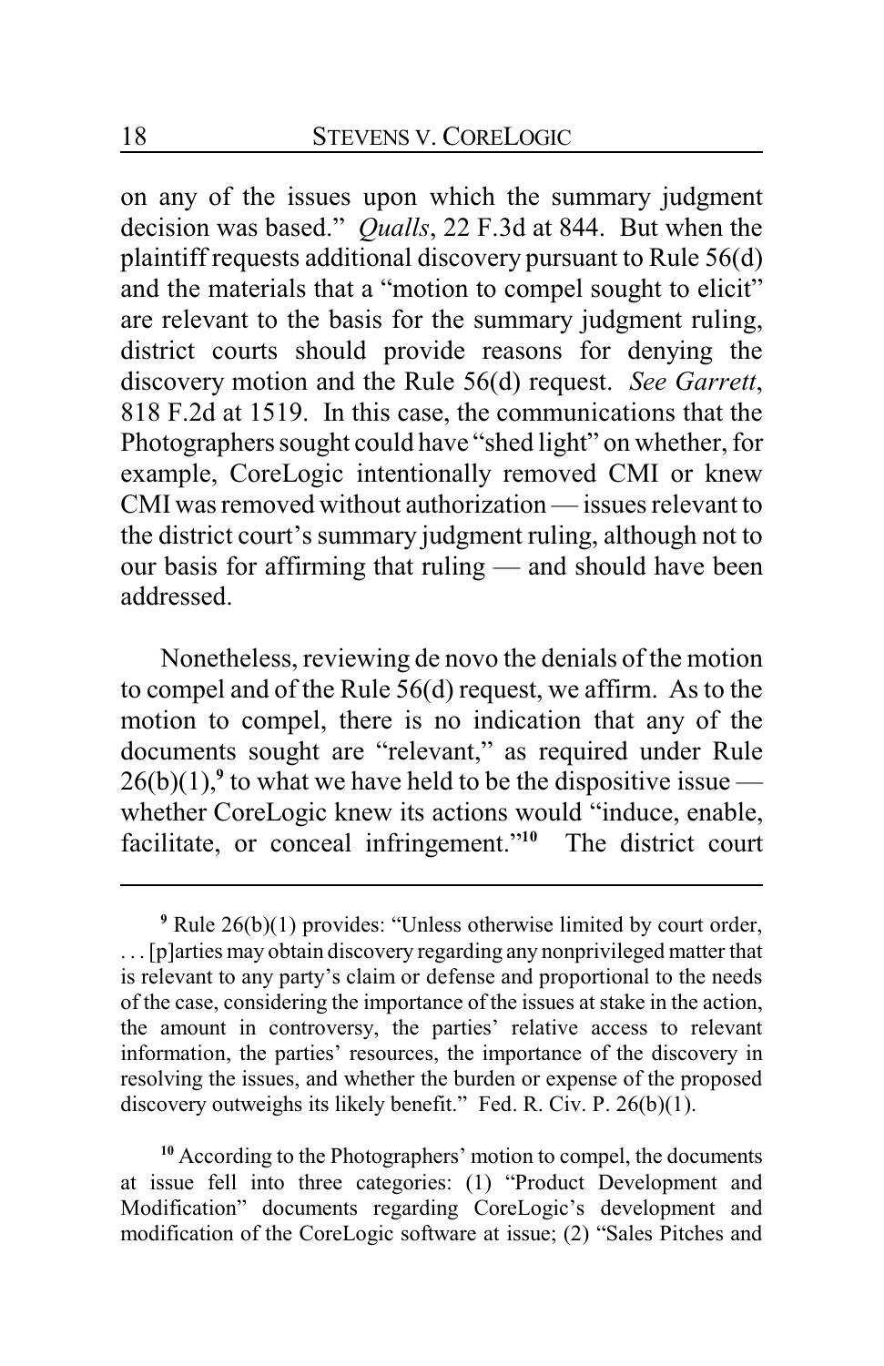on any of the issues upon which the summary judgment decision was based." *Qualls*, 22 F.3d at 844. But when the plaintiff requests additional discovery pursuant to Rule 56(d) and the materials that a "motion to compel sought to elicit" are relevant to the basis for the summary judgment ruling, district courts should provide reasons for denying the discovery motion and the Rule 56(d) request. *See Garrett*, 818 F.2d at 1519. In this case, the communications that the Photographers sought could have "shed light" on whether, for example, CoreLogic intentionally removed CMI or knew CMI was removed without authorization — issues relevant to the district court's summary judgment ruling, although not to our basis for affirming that ruling — and should have been addressed.

Nonetheless, reviewing de novo the denials of the motion to compel and of the Rule 56(d) request, we affirm. As to the motion to compel, there is no indication that any of the documents sought are "relevant," as required under Rule 26(b)(1),[9] to what we have held to be the dispositive issue — whether CoreLogic knew its actions would "induce, enable, facilitate, or conceal infringement."[10] The district court

---

[9] Rule 26(b)(1) provides: "Unless otherwise limited by court order, . . . [p]arties may obtain discovery regarding any nonprivileged matter that is relevant to any party's claim or defense and proportional to the needs of the case, considering the importance of the issues at stake in the action, the amount in controversy, the parties' relative access to relevant information, the parties' resources, the importance of the discovery in resolving the issues, and whether the burden or expense of the proposed discovery outweighs its likely benefit." Fed. R. Civ. P. 26(b)(1).

[10] According to the Photographers' motion to compel, the documents at issue fell into three categories: (1) "Product Development and Modification" documents regarding CoreLogic's development and modification of the CoreLogic software at issue; (2) "Sales Pitches and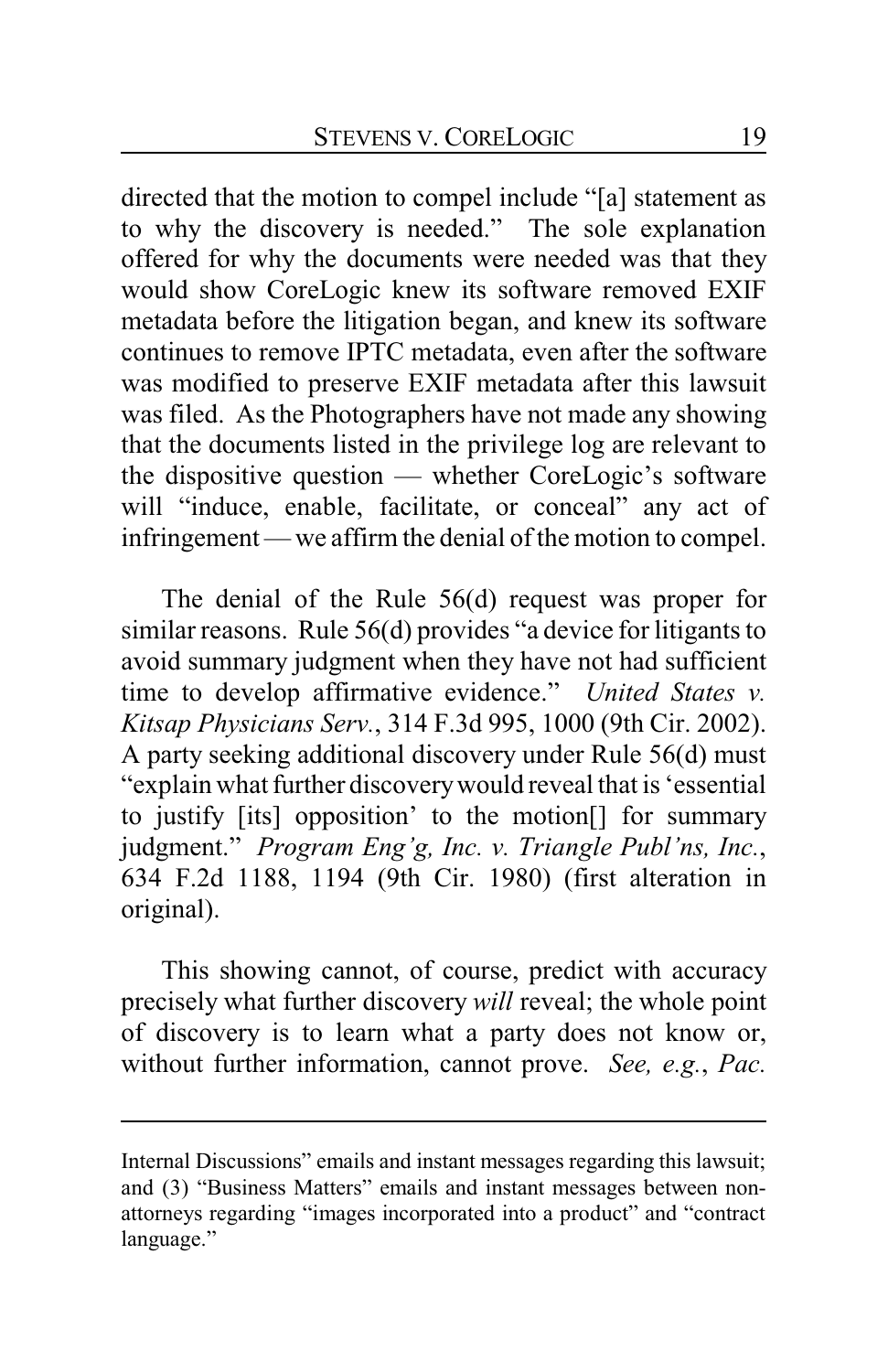directed that the motion to compel include "[a] statement as to why the discovery is needed." The sole explanation offered for why the documents were needed was that they would show CoreLogic knew its software removed EXIF metadata before the litigation began, and knew its software continues to remove IPTC metadata, even after the software was modified to preserve EXIF metadata after this lawsuit was filed. As the Photographers have not made any showing that the documents listed in the privilege log are relevant to the dispositive question — whether CoreLogic's software will "induce, enable, facilitate, or conceal" any act of infringement — we affirm the denial of the motion to compel.

The denial of the Rule 56(d) request was proper for similar reasons. Rule 56(d) provides "a device for litigants to avoid summary judgment when they have not had sufficient time to develop affirmative evidence." *United States v. Kitsap Physicians Serv.*, 314 F.3d 995, 1000 (9th Cir. 2002). A party seeking additional discovery under Rule 56(d) must "explain what further discovery would reveal that is 'essential to justify [its] opposition' to the motion[] for summary judgment." *Program Eng'g, Inc. v. Triangle Publ'ns, Inc.*, 634 F.2d 1188, 1194 (9th Cir. 1980) (first alteration in original).

This showing cannot, of course, predict with accuracy precisely what further discovery *will* reveal; the whole point of discovery is to learn what a party does not know or, without further information, cannot prove. *See, e.g.*, *Pac.*

---

Internal Discussions" emails and instant messages regarding this lawsuit; and (3) "Business Matters" emails and instant messages between non-attorneys regarding "images incorporated into a product" and "contract language."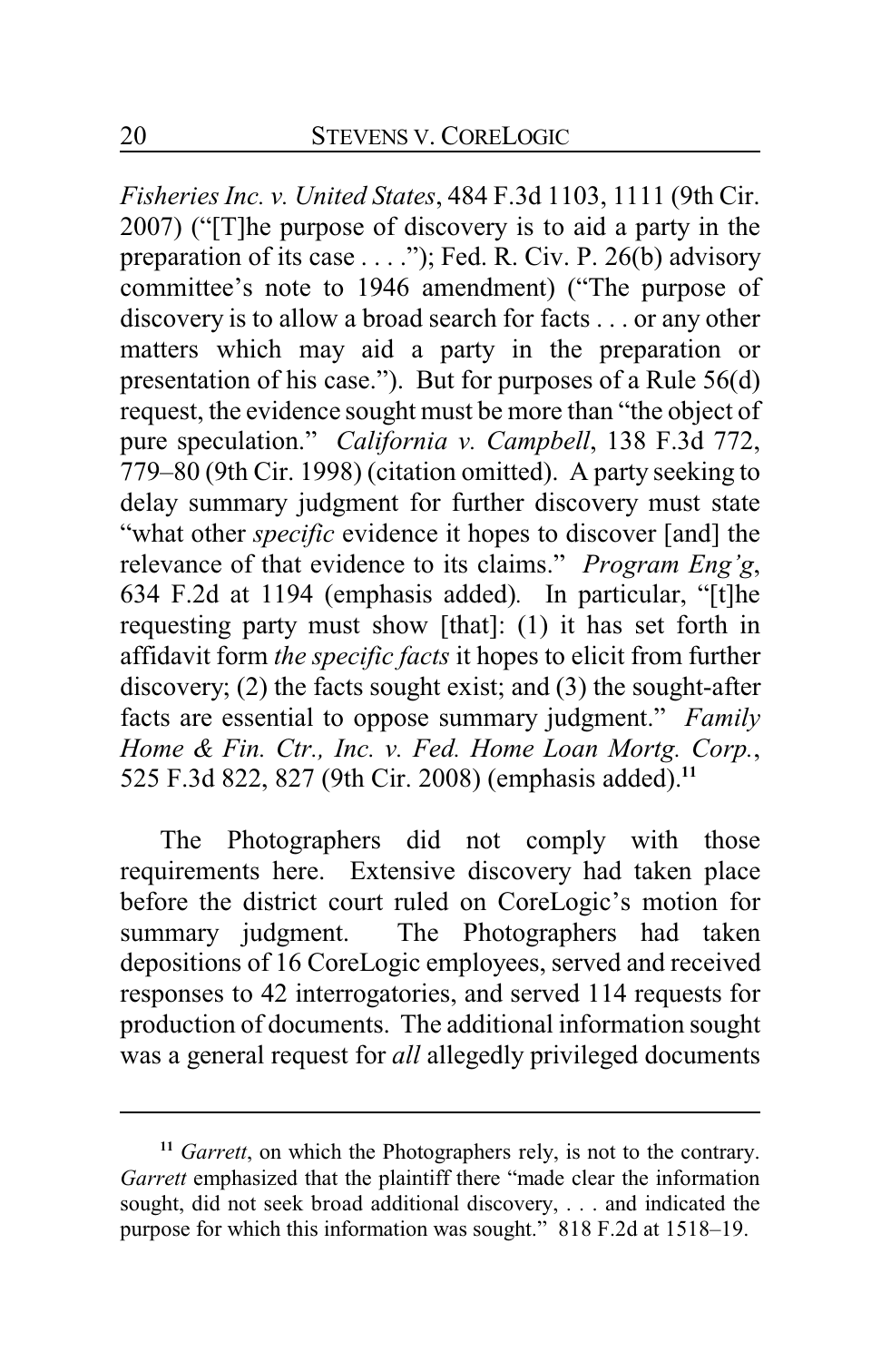*Fisheries Inc. v. United States*, 484 F.3d 1103, 1111 (9th Cir. 2007) ("[T]he purpose of discovery is to aid a party in the preparation of its case . . . ."); Fed. R. Civ. P. 26(b) advisory committee's note to 1946 amendment) ("The purpose of discovery is to allow a broad search for facts . . . or any other matters which may aid a party in the preparation or presentation of his case."). But for purposes of a Rule 56(d) request, the evidence sought must be more than "the object of pure speculation." *California v. Campbell*, 138 F.3d 772, 779–80 (9th Cir. 1998) (citation omitted). A party seeking to delay summary judgment for further discovery must state "what other *specific* evidence it hopes to discover [and] the relevance of that evidence to its claims." *Program Eng'g*, 634 F.2d at 1194 (emphasis added). In particular, "[t]he requesting party must show [that]: (1) it has set forth in affidavit form *the specific facts* it hopes to elicit from further discovery; (2) the facts sought exist; and (3) the sought-after facts are essential to oppose summary judgment." *Family Home & Fin. Ctr., Inc. v. Fed. Home Loan Mortg. Corp.*, 525 F.3d 822, 827 (9th Cir. 2008) (emphasis added).[11]

The Photographers did not comply with those requirements here. Extensive discovery had taken place before the district court ruled on CoreLogic's motion for summary judgment. The Photographers had taken depositions of 16 CoreLogic employees, served and received responses to 42 interrogatories, and served 114 requests for production of documents. The additional information sought was a general request for *all* allegedly privileged documents

---

[11] *Garrett*, on which the Photographers rely, is not to the contrary. *Garrett* emphasized that the plaintiff there "made clear the information sought, did not seek broad additional discovery, . . . and indicated the purpose for which this information was sought." 818 F.2d at 1518–19.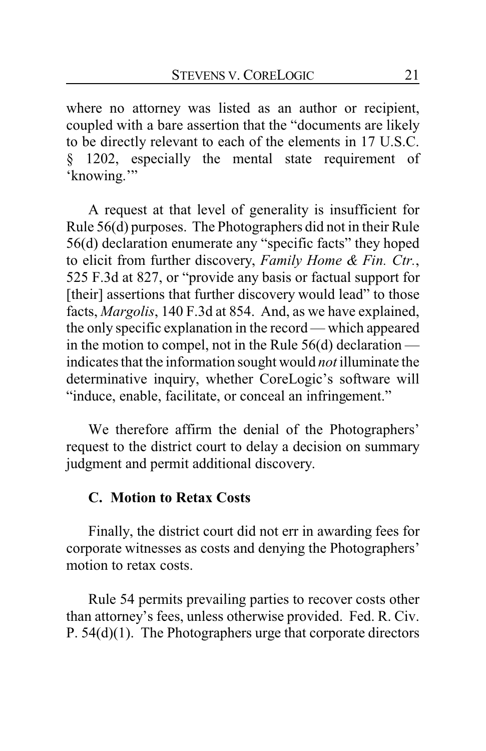where no attorney was listed as an author or recipient, coupled with a bare assertion that the "documents are likely to be directly relevant to each of the elements in 17 U.S.C. § 1202, especially the mental state requirement of 'knowing.'"

A request at that level of generality is insufficient for Rule 56(d) purposes. The Photographers did not in their Rule 56(d) declaration enumerate any "specific facts" they hoped to elicit from further discovery, *Family Home & Fin. Ctr.*, 525 F.3d at 827, or "provide any basis or factual support for [their] assertions that further discovery would lead" to those facts, *Margolis*, 140 F.3d at 854. And, as we have explained, the only specific explanation in the record — which appeared in the motion to compel, not in the Rule 56(d) declaration — indicates that the information sought would *not* illuminate the determinative inquiry, whether CoreLogic's software will "induce, enable, facilitate, or conceal an infringement."

We therefore affirm the denial of the Photographers' request to the district court to delay a decision on summary judgment and permit additional discovery.

### C. Motion to Retax Costs

Finally, the district court did not err in awarding fees for corporate witnesses as costs and denying the Photographers' motion to retax costs.

Rule 54 permits prevailing parties to recover costs other than attorney's fees, unless otherwise provided. Fed. R. Civ. P. 54(d)(1). The Photographers urge that corporate directors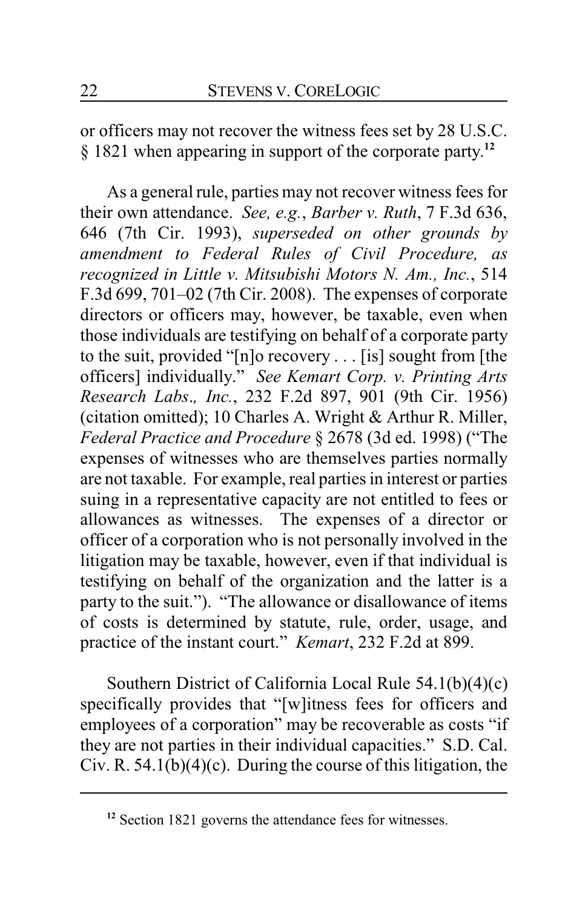or officers may not recover the witness fees set by 28 U.S.C. § 1821 when appearing in support of the corporate party.[12]

As a general rule, parties may not recover witness fees for their own attendance. *See, e.g.*, *Barber v. Ruth*, 7 F.3d 636, 646 (7th Cir. 1993), *superseded on other grounds by amendment to Federal Rules of Civil Procedure, as recognized in Little v. Mitsubishi Motors N. Am., Inc.*, 514 F.3d 699, 701–02 (7th Cir. 2008). The expenses of corporate directors or officers may, however, be taxable, even when those individuals are testifying on behalf of a corporate party to the suit, provided "[n]o recovery . . . [is] sought from [the officers] individually." *See Kemart Corp. v. Printing Arts Research Labs., Inc.*, 232 F.2d 897, 901 (9th Cir. 1956) (citation omitted); 10 Charles A. Wright & Arthur R. Miller, *Federal Practice and Procedure* § 2678 (3d ed. 1998) ("The expenses of witnesses who are themselves parties normally are not taxable. For example, real parties in interest or parties suing in a representative capacity are not entitled to fees or allowances as witnesses. The expenses of a director or officer of a corporation who is not personally involved in the litigation may be taxable, however, even if that individual is testifying on behalf of the organization and the latter is a party to the suit."). "The allowance or disallowance of items of costs is determined by statute, rule, order, usage, and practice of the instant court." *Kemart*, 232 F.2d at 899.

Southern District of California Local Rule 54.1(b)(4)(c) specifically provides that "[w]itness fees for officers and employees of a corporation" may be recoverable as costs "if they are not parties in their individual capacities." S.D. Cal. Civ. R. 54.1(b)(4)(c). During the course of this litigation, the

---

[12] Section 1821 governs the attendance fees for witnesses.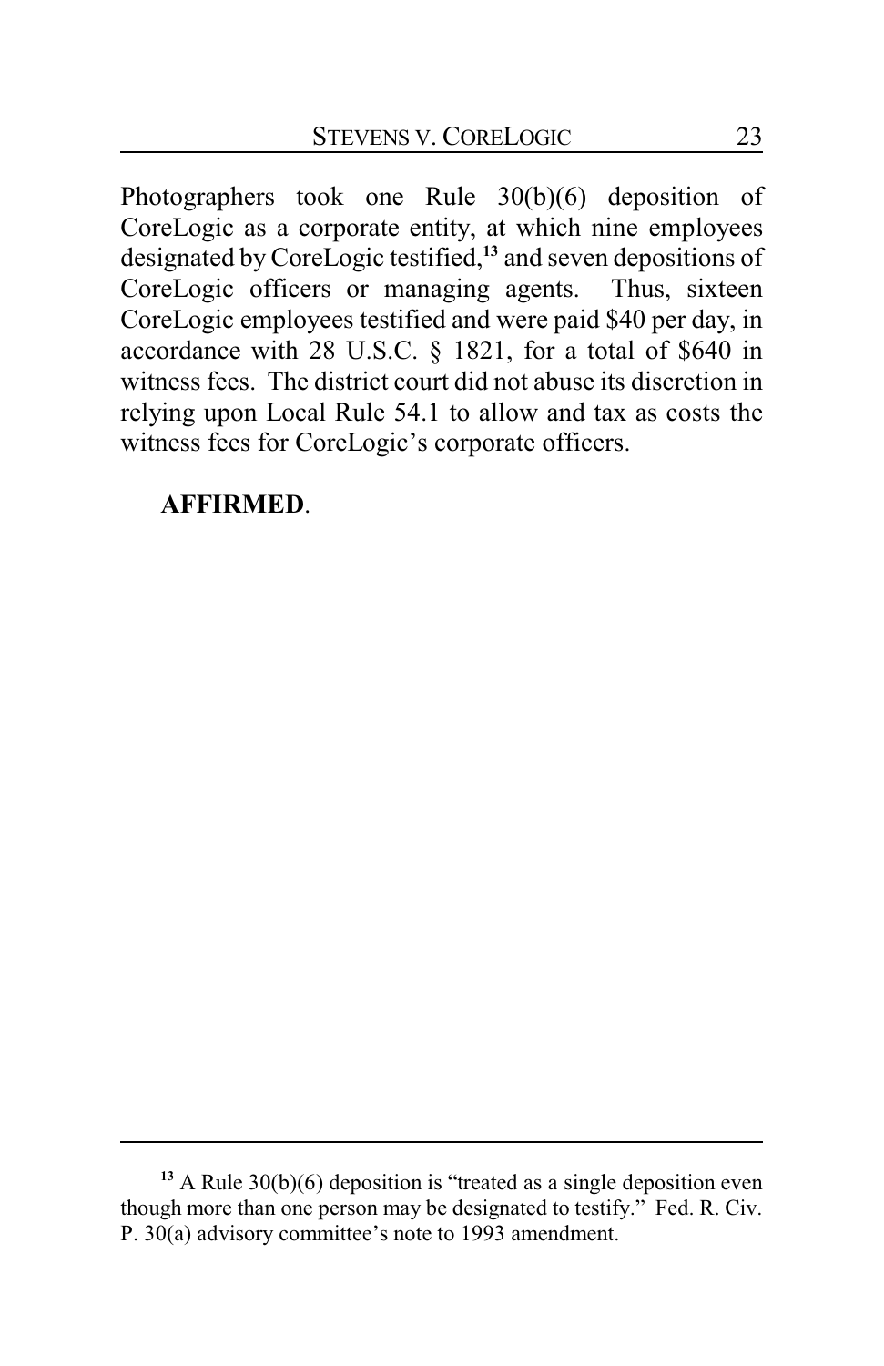Photographers took one Rule 30(b)(6) deposition of CoreLogic as a corporate entity, at which nine employees designated by CoreLogic testified,[13] and seven depositions of CoreLogic officers or managing agents. Thus, sixteen CoreLogic employees testified and were paid $40 per day, in accordance with 28 U.S.C. § 1821, for a total of $640 in witness fees. The district court did not abuse its discretion in relying upon Local Rule 54.1 to allow and tax as costs the witness fees for CoreLogic's corporate officers.

**AFFIRMED**.

---

[13] A Rule 30(b)(6) deposition is "treated as a single deposition even though more than one person may be designated to testify." Fed. R. Civ. P. 30(a) advisory committee's note to 1993 amendment.